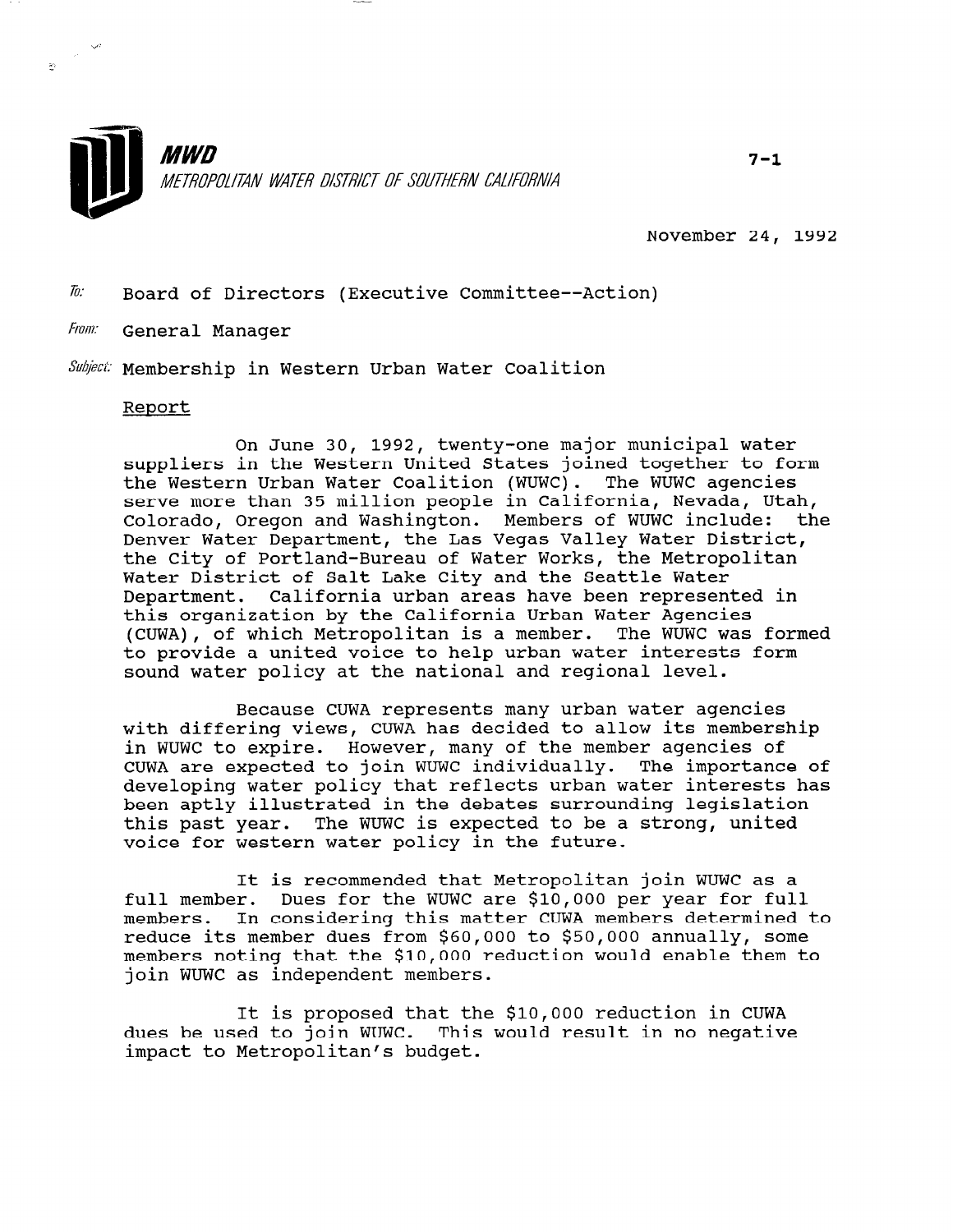**MWD**

*METROPOLITAN WATER DISTRICT OF SOUTHERN CALIFORNIA*

7-1

November 24, 1992

To: Board of Directors (Executive Committee--Action)

From: General Manager

Subject: Membership in Western Urban Water Coalition

## Report

On June 30, 1992, twenty-one major municipal water suppliers in the Western United States joined together to form the Western Urban Water Coalition (WUWC). The WUWC agencies serve more than 35 million people in California, Nevada, Utah, Colorado, Oregon and Washington. Members of WUWC include: the Denver Water Department, the Las Vegas Valley Water District, the City of Portland-Bureau of Water Works, the Metropolitan Water District of Salt Lake City and the Seattle Water Department. California urban areas have been represented in this organization by the California Urban Water Agencies (CUWA), of which Metropolitan is a member. The WUWC was formed to provide a united voice to help urban water interests form sound water policy at the national and regional level.

Because CUWA represents many urban water agencies with differing views, CUWA has decided to allow its membership in WUWC to expire. However, many of the member agencies of CUWA are expected to join WUWC individually. The importance of developing water policy that reflects urban water interests has been aptly illustrated in the debates surrounding legislation this past year. The WUWC is expected to be a strong, united voice for western water policy in the future.

It is recommended that Metropolitan join WUWC as a full member. Dues for the WUWC are $10,000 per year for full members. In considering this matter CUWA members determined to reduce its member dues from $60,000 to $50,000 annually, some members noting that the $10,000 reduction would enable them to join WUWC as independent members.

It is proposed that the $10,000 reduction in CUWA dues be used to join WUWC. This would result in no negative impact to Metropolitan's budget.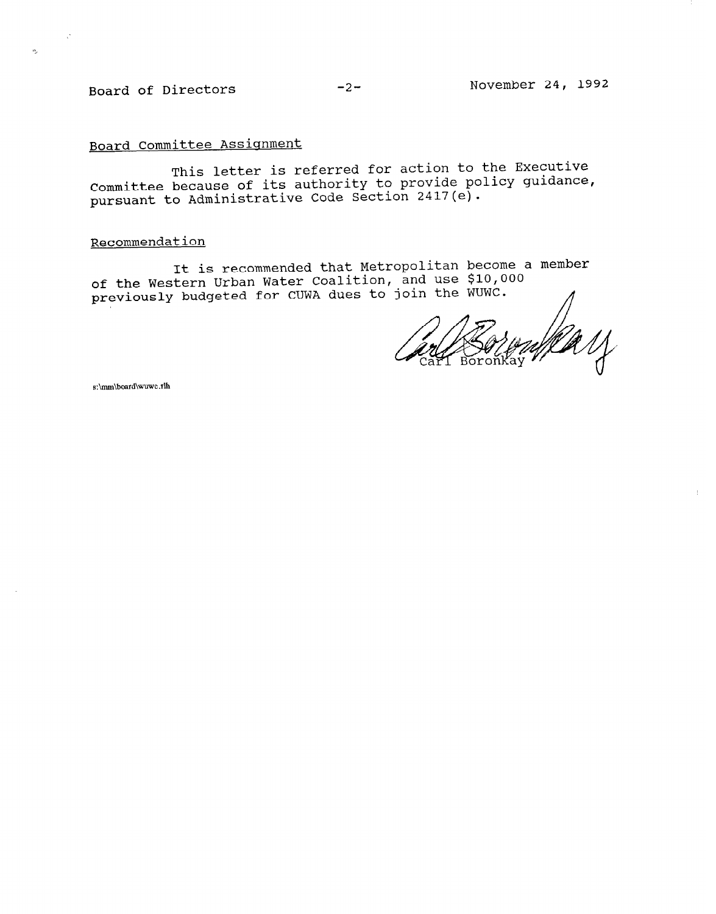## Board Committee Assignment

This letter is referred for action to the Executive Committee because of its authority to provide policy guidance, pursuant to Administrative Code Section 2417(e).

## Recommendation

It is recommended that Metropolitan become a member of the Western Urban Water Coalition, and use $10,000 previously budgeted for CUWA dues to join the WUWC.

Carl Boronkay

s:\mm\board\wuwc.rlh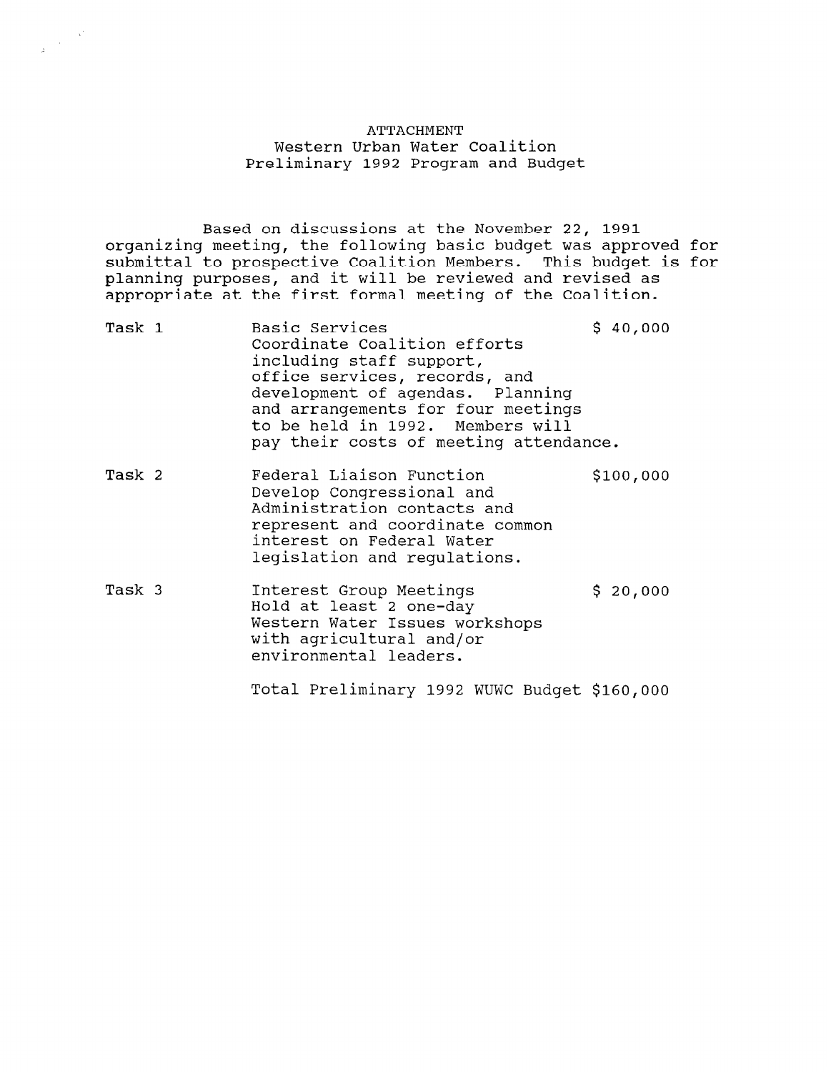# ATTACHMENT
## Western Urban Water Coalition
## Preliminary 1992 Program and Budget

Based on discussions at the November 22, 1991 organizing meeting, the following basic budget was approved for submittal to prospective Coalition Members. This budget is for planning purposes, and it will be reviewed and revised as appropriate at the first formal meeting of the Coalition.

| | | |
|---|---|---|
| Task 1 | Basic Services<br>Coordinate Coalition efforts including staff support, office services, records, and development of agendas. Planning and arrangements for four meetings to be held in 1992. Members will pay their costs of meeting attendance. | \$ 40,000 |
| Task 2 | Federal Liaison Function<br>Develop Congressional and Administration contacts and represent and coordinate common interest on Federal Water legislation and regulations. | \$100,000 |
| Task 3 | Interest Group Meetings<br>Hold at least 2 one-day Western Water Issues workshops with agricultural and/or environmental leaders. | \$ 20,000 |
| | Total Preliminary 1992 WUWC Budget | \$160,000 |